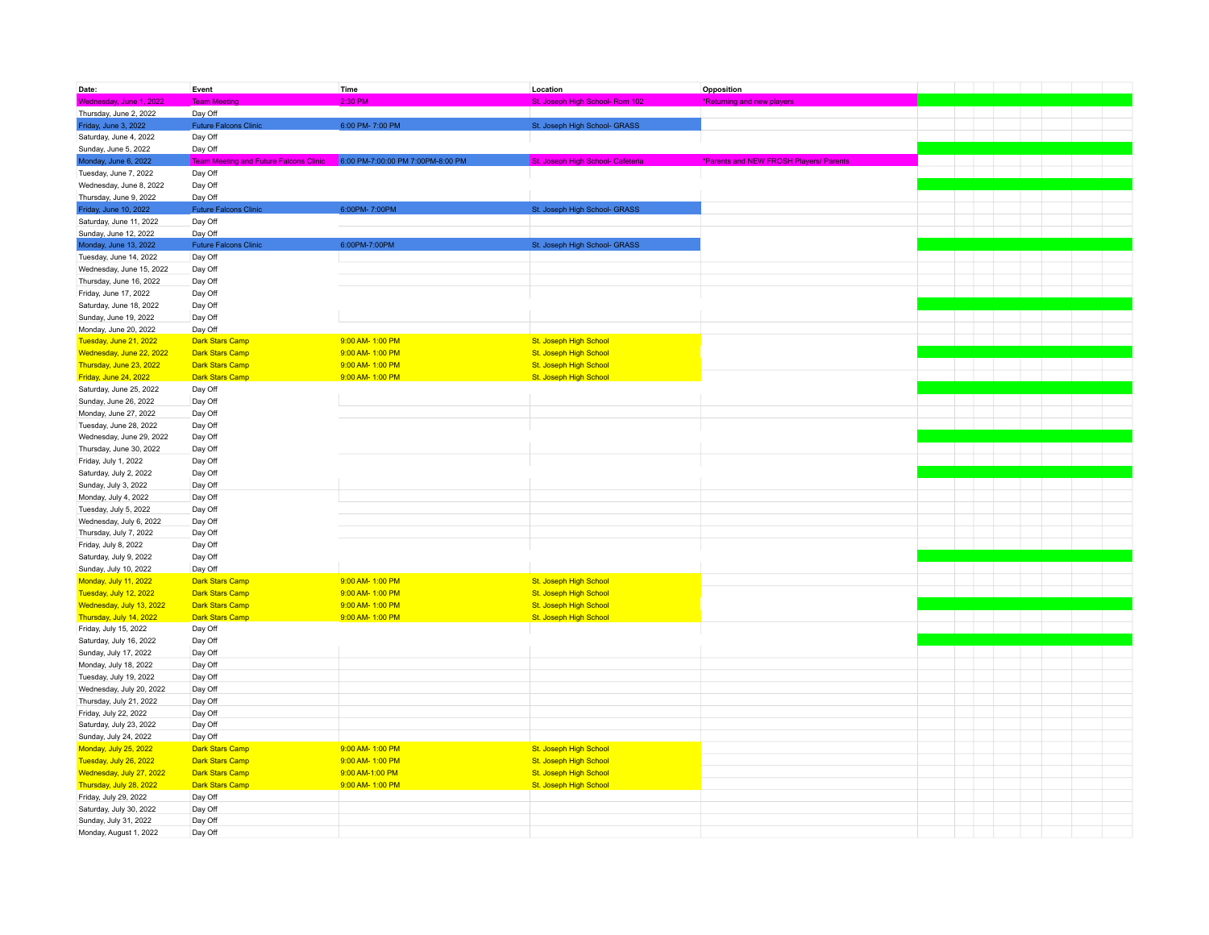| Date: | Event | Time | Location | Opposition |
|---|---|---|---|---|
| Wednesday, June 1, 2022 | Team Meeting | 2:30 PM | St. Joseph High School- Rom 102 | *Returning and new players |
| Thursday, June 2, 2022 | Day Off | | | |
| Friday, June 3, 2022 | Future Falcons Clinic | 6:00 PM- 7:00 PM | St. Joseph High School- GRASS | |
| Saturday, June 4, 2022 | Day Off | | | |
| Sunday, June 5, 2022 | Day Off | | | |
| Monday, June 6, 2022 | Team Meeting and Future Falcons Clinic | 6:00 PM-7:00:00 PM 7:00PM-8:00 PM | St. Joseph High School- Cafeteria | *Parents and NEW FROSH Players/ Parents |
| Tuesday, June 7, 2022 | Day Off | | | |
| Wednesday, June 8, 2022 | Day Off | | | |
| Thursday, June 9, 2022 | Day Off | | | |
| Friday, June 10, 2022 | Future Falcons Clinic | 6:00PM- 7:00PM | St. Joseph High School- GRASS | |
| Saturday, June 11, 2022 | Day Off | | | |
| Sunday, June 12, 2022 | Day Off | | | |
| Monday, June 13, 2022 | Future Falcons Clinic | 6:00PM-7:00PM | St. Joseph High School- GRASS | |
| Tuesday, June 14, 2022 | Day Off | | | |
| Wednesday, June 15, 2022 | Day Off | | | |
| Thursday, June 16, 2022 | Day Off | | | |
| Friday, June 17, 2022 | Day Off | | | |
| Saturday, June 18, 2022 | Day Off | | | |
| Sunday, June 19, 2022 | Day Off | | | |
| Monday, June 20, 2022 | Day Off | | | |
| Tuesday, June 21, 2022 | Dark Stars Camp | 9:00 AM- 1:00 PM | St. Joseph High School | |
| Wednesday, June 22, 2022 | Dark Stars Camp | 9:00 AM- 1:00 PM | St. Joseph High School | |
| Thursday, June 23, 2022 | Dark Stars Camp | 9:00 AM- 1:00 PM | St. Joseph High School | |
| Friday, June 24, 2022 | Dark Stars Camp | 9:00 AM- 1:00 PM | St. Joseph High School | |
| Saturday, June 25, 2022 | Day Off | | | |
| Sunday, June 26, 2022 | Day Off | | | |
| Monday, June 27, 2022 | Day Off | | | |
| Tuesday, June 28, 2022 | Day Off | | | |
| Wednesday, June 29, 2022 | Day Off | | | |
| Thursday, June 30, 2022 | Day Off | | | |
| Friday, July 1, 2022 | Day Off | | | |
| Saturday, July 2, 2022 | Day Off | | | |
| Sunday, July 3, 2022 | Day Off | | | |
| Monday, July 4, 2022 | Day Off | | | |
| Tuesday, July 5, 2022 | Day Off | | | |
| Wednesday, July 6, 2022 | Day Off | | | |
| Thursday, July 7, 2022 | Day Off | | | |
| Friday, July 8, 2022 | Day Off | | | |
| Saturday, July 9, 2022 | Day Off | | | |
| Sunday, July 10, 2022 | Day Off | | | |
| Monday, July 11, 2022 | Dark Stars Camp | 9:00 AM- 1:00 PM | St. Joseph High School | |
| Tuesday, July 12, 2022 | Dark Stars Camp | 9:00 AM- 1:00 PM | St. Joseph High School | |
| Wednesday, July 13, 2022 | Dark Stars Camp | 9:00 AM- 1:00 PM | St. Joseph High School | |
| Thursday, July 14, 2022 | Dark Stars Camp | 9:00 AM- 1:00 PM | St. Joseph High School | |
| Friday, July 15, 2022 | Day Off | | | |
| Saturday, July 16, 2022 | Day Off | | | |
| Sunday, July 17, 2022 | Day Off | | | |
| Monday, July 18, 2022 | Day Off | | | |
| Tuesday, July 19, 2022 | Day Off | | | |
| Wednesday, July 20, 2022 | Day Off | | | |
| Thursday, July 21, 2022 | Day Off | | | |
| Friday, July 22, 2022 | Day Off | | | |
| Saturday, July 23, 2022 | Day Off | | | |
| Sunday, July 24, 2022 | Day Off | | | |
| Monday, July 25, 2022 | Dark Stars Camp | 9:00 AM- 1:00 PM | St. Joseph High School | |
| Tuesday, July 26, 2022 | Dark Stars Camp | 9:00 AM- 1:00 PM | St. Joseph High School | |
| Wednesday, July 27, 2022 | Dark Stars Camp | 9:00 AM-1:00 PM | St. Joseph High School | |
| Thursday, July 28, 2022 | Dark Stars Camp | 9:00 AM- 1:00 PM | St. Joseph High School | |
| Friday, July 29, 2022 | Day Off | | | |
| Saturday, July 30, 2022 | Day Off | | | |
| Sunday, July 31, 2022 | Day Off | | | |
| Monday, August 1, 2022 | Day Off | | | |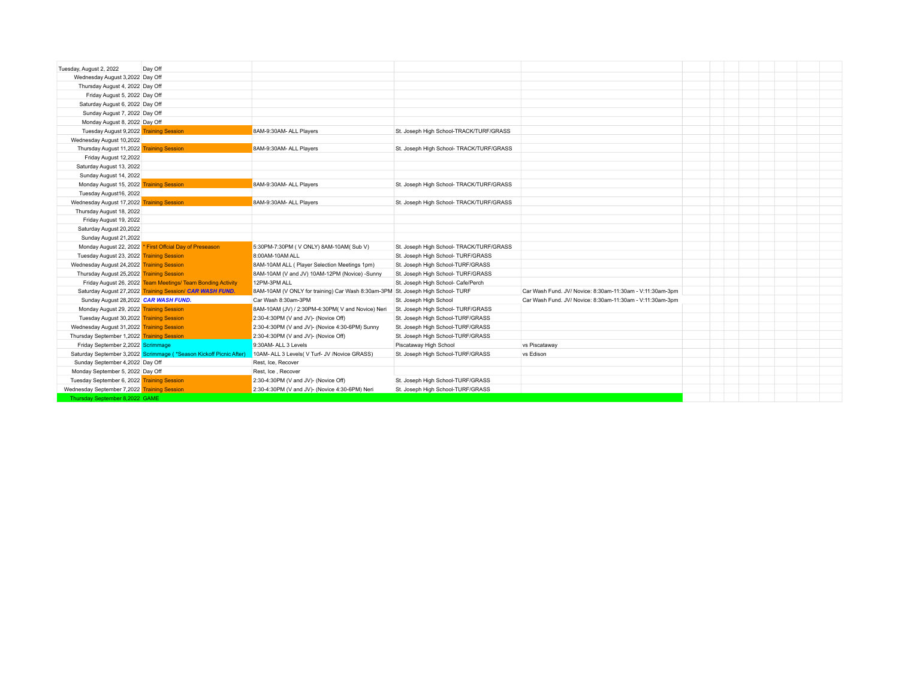| | | | | |
|---|---|---|---|---|
| Tuesday, August 2, 2022 | Day Off | | | |
| Wednesday August 3,2022 | Day Off | | | |
| Thursday August 4, 2022 | Day Off | | | |
| Friday August 5, 2022 | Day Off | | | |
| Saturday August 6, 2022 | Day Off | | | |
| Sunday August 7, 2022 | Day Off | | | |
| Monday August 8, 2022 | Day Off | | | |
| Tuesday August 9,2022 | Training Session | 8AM-9:30AM- ALL Players | St. Joseph High School-TRACK/TURF/GRASS | |
| Wednesday August 10,2022 | | | | |
| Thursday August 11,2022 | Training Session | 8AM-9:30AM- ALL Players | St. Joseph HIgh School- TRACK/TURF/GRASS | |
| Friday August 12,2022 | | | | |
| Saturday August 13, 2022 | | | | |
| Sunday August 14, 2022 | | | | |
| Monday August 15, 2022 | Training Session | 8AM-9:30AM- ALL Players | St. Joseph High School- TRACK/TURF/GRASS | |
| Tuesday August16, 2022 | | | | |
| Wednesday August 17,2022 | Training Session | 8AM-9:30AM- ALL Players | St. Joseph High School- TRACK/TURF/GRASS | |
| Thursday August 18, 2022 | | | | |
| Friday August 19, 2022 | | | | |
| Saturday August 20,2022 | | | | |
| Sunday August 21,2022 | | | | |
| Monday August 22, 2022 | * First Offcial Day of Preseason | 5:30PM-7:30PM ( V ONLY) 8AM-10AM( Sub V) | St. Joseph High School- TRACK/TURF/GRASS | |
| Tuesday August 23, 2022 | Training Session | 8:00AM-10AM ALL | St. Joseph High School- TURF/GRASS | |
| Wednesday August 24,2022 | Training Session | 8AM-10AM ALL ( Player Selection Meetings 1pm) | St. Joseph High School-TURF/GRASS | |
| Thursday August 25,2022 | Training Session | 8AM-10AM (V and JV) 10AM-12PM (Novice) -Sunny | St. Joseph High School- TURF/GRASS | |
| Friday August 26, 2022 | Team Meetings/ Team Bonding Activity | 12PM-3PM ALL | St. Joseph High School- Cafe/Perch | |
| Saturday August 27,2022 | Training Session/ ***CAR WASH FUND.*** | 8AM-10AM (V ONLY for training) Car Wash 8:30am-3PM | St. Joseph High School- TURF | Car Wash Fund. JV/ Novice: 8:30am-11:30am - V:11:30am-3pm |
| Sunday August 28,2022 | ***CAR WASH FUND.*** | Car Wash 8:30am-3PM | St. Joseph High School | Car Wash Fund. JV/ Novice: 8:30am-11:30am - V:11:30am-3pm |
| Monday August 29, 2022 | Training Session | 8AM-10AM (JV) / 2:30PM-4:30PM( V and Novice) Neri | St. Joseph High School- TURF/GRASS | |
| Tuesday August 30,2022 | Training Session | 2:30-4:30PM (V and JV)- (Novice Off) | St. Joseph High School-TURF/GRASS | |
| Wednesday August 31,2022 | Training Session | 2:30-4:30PM (V and JV)- (Novice 4:30-6PM) Sunny | St. Joseph High School-TURF/GRASS | |
| Thursday September 1,2022 | Training Session | 2:30-4:30PM (V and JV)- (Novice Off) | St. Joseph High School-TURF/GRASS | |
| Friday September 2,2022 | Scrimmage | 9:30AM- ALL 3 Levels | Piscataway High School | vs Piscataway |
| Saturday September 3,2022 | Scrimmage ( *Season Kickoff Picnic After) | 10AM- ALL 3 Levels( V Turf- JV /Novice GRASS) | St. Joseph High School-TURF/GRASS | vs Edison |
| Sunday September 4,2022 | Day Off | Rest, Ice, Recover | | |
| Monday September 5, 2022 | Day Off | Rest, Ice , Recover | | |
| Tuesday September 6, 2022 | Training Session | 2:30-4:30PM (V and JV)- (Novice Off) | St. Joseph High School-TURF/GRASS | |
| Wednesday September 7,2022 | Training Session | 2:30-4:30PM (V and JV)- (Novice 4:30-6PM) Neri | St. Joseph High School-TURF/GRASS | |
| Thursday September 8,2022 | GAME | | | |